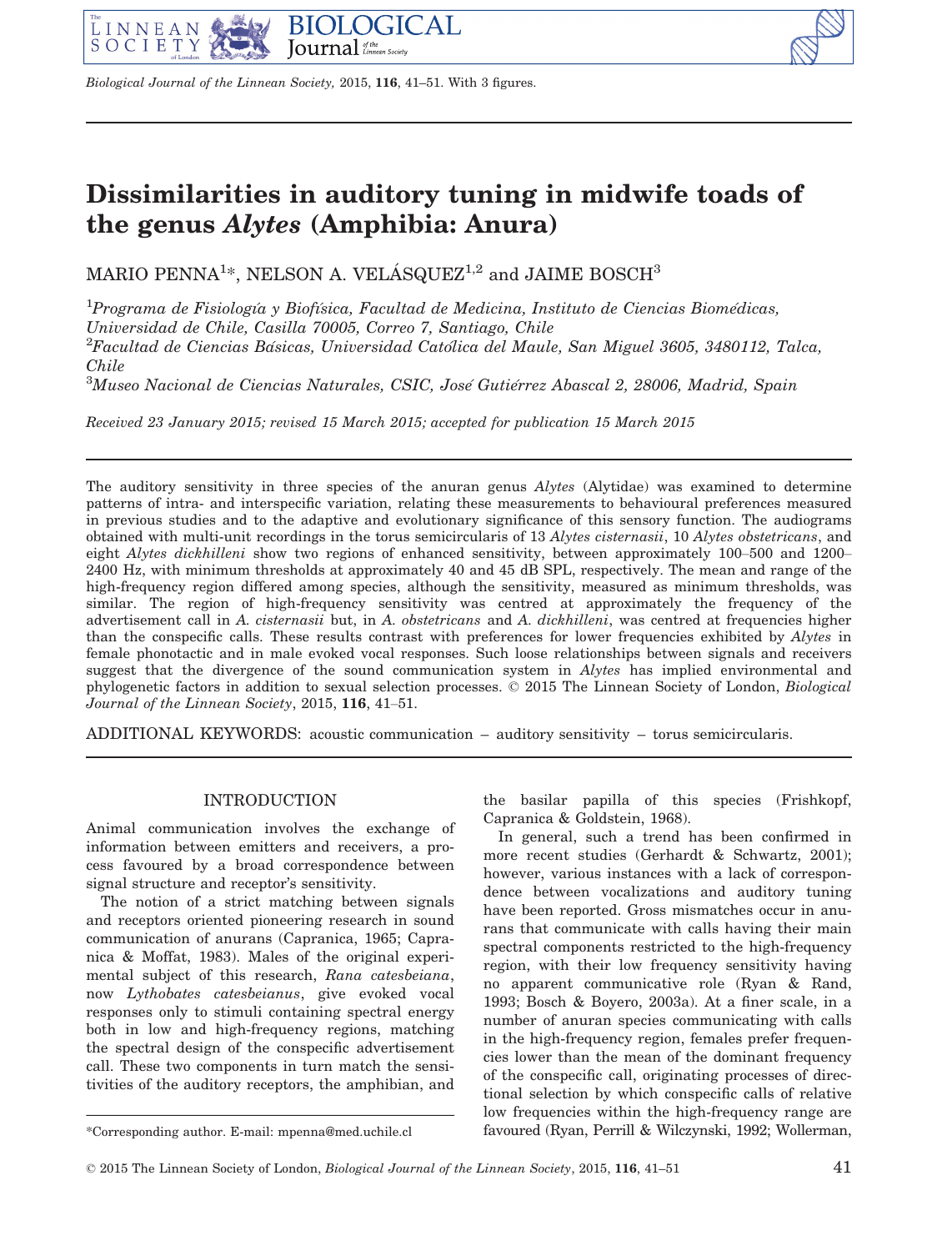# Dissimilarities in auditory tuning in midwife toads of the genus *Alytes* (Amphibia: Anura)

MARIO PENNA[1]*, NELSON A. VELÁSQUEZ[1,2] and JAIME BOSCH[3]

[1]*Programa de Fisiología y Biofísica, Facultad de Medicina, Instituto de Ciencias Biomédicas, Universidad de Chile, Casilla 70005, Correo 7, Santiago, Chile*
[2]*Facultad de Ciencias Básicas, Universidad Católica del Maule, San Miguel 3605, 3480112, Talca, Chile*
[3]*Museo Nacional de Ciencias Naturales, CSIC, José Gutiérrez Abascal 2, 28006, Madrid, Spain*

*Received 23 January 2015; revised 15 March 2015; accepted for publication 15 March 2015*

The auditory sensitivity in three species of the anuran genus *Alytes* (Alytidae) was examined to determine patterns of intra- and interspecific variation, relating these measurements to behavioural preferences measured in previous studies and to the adaptive and evolutionary significance of this sensory function. The audiograms obtained with multi-unit recordings in the torus semicircularis of 13 *Alytes cisternasii*, 10 *Alytes obstetricans*, and eight *Alytes dickhilleni* show two regions of enhanced sensitivity, between approximately 100–500 and 1200–2400 Hz, with minimum thresholds at approximately 40 and 45 dB SPL, respectively. The mean and range of the high-frequency region differed among species, although the sensitivity, measured as minimum thresholds, was similar. The region of high-frequency sensitivity was centred at approximately the frequency of the advertisement call in *A. cisternasii* but, in *A. obstetricans* and *A. dickhilleni*, was centred at frequencies higher than the conspecific calls. These results contrast with preferences for lower frequencies exhibited by *Alytes* in female phonotactic and in male evoked vocal responses. Such loose relationships between signals and receivers suggest that the divergence of the sound communication system in *Alytes* has implied environmental and phylogenetic factors in addition to sexual selection processes. © 2015 The Linnean Society of London, *Biological Journal of the Linnean Society*, 2015, **116**, 41–51.

ADDITIONAL KEYWORDS: acoustic communication – auditory sensitivity – torus semicircularis.

## INTRODUCTION

Animal communication involves the exchange of information between emitters and receivers, a process favoured by a broad correspondence between signal structure and receptor's sensitivity.

The notion of a strict matching between signals and receptors oriented pioneering research in sound communication of anurans (Capranica, 1965; Capranica & Moffat, 1983). Males of the original experimental subject of this research, *Rana catesbeiana*, now *Lythobates catesbeianus*, give evoked vocal responses only to stimuli containing spectral energy both in low and high-frequency regions, matching the spectral design of the conspecific advertisement call. These two components in turn match the sensitivities of the auditory receptors, the amphibian, and the basilar papilla of this species (Frishkopf, Capranica & Goldstein, 1968).

In general, such a trend has been confirmed in more recent studies (Gerhardt & Schwartz, 2001); however, various instances with a lack of correspondence between vocalizations and auditory tuning have been reported. Gross mismatches occur in anurans that communicate with calls having their main spectral components restricted to the high-frequency region, with their low frequency sensitivity having no apparent communicative role (Ryan & Rand, 1993; Bosch & Boyero, 2003a). At a finer scale, in a number of anuran species communicating with calls in the high-frequency region, females prefer frequencies lower than the mean of the dominant frequency of the conspecific call, originating processes of directional selection by which conspecific calls of relative low frequencies within the high-frequency range are favoured (Ryan, Perrill & Wilczynski, 1992; Wollerman,

*Corresponding author. E-mail: mpenna@med.uchile.cl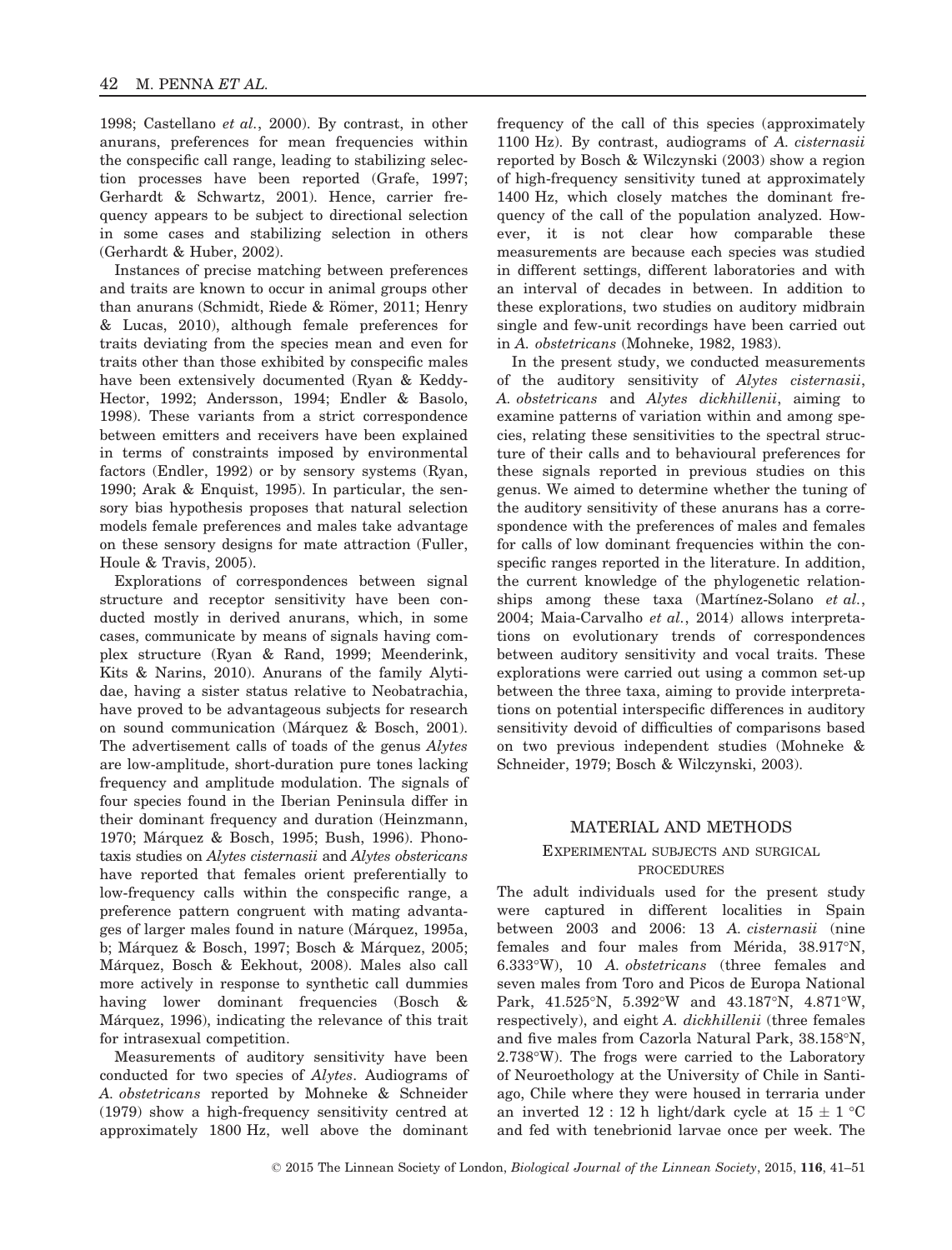1998; Castellano *et al.*, 2000). By contrast, in other anurans, preferences for mean frequencies within the conspecific call range, leading to stabilizing selection processes have been reported (Grafe, 1997; Gerhardt & Schwartz, 2001). Hence, carrier frequency appears to be subject to directional selection in some cases and stabilizing selection in others (Gerhardt & Huber, 2002).

Instances of precise matching between preferences and traits are known to occur in animal groups other than anurans (Schmidt, Riede & Römer, 2011; Henry & Lucas, 2010), although female preferences for traits deviating from the species mean and even for traits other than those exhibited by conspecific males have been extensively documented (Ryan & Keddy-Hector, 1992; Andersson, 1994; Endler & Basolo, 1998). These variants from a strict correspondence between emitters and receivers have been explained in terms of constraints imposed by environmental factors (Endler, 1992) or by sensory systems (Ryan, 1990; Arak & Enquist, 1995). In particular, the sensory bias hypothesis proposes that natural selection models female preferences and males take advantage on these sensory designs for mate attraction (Fuller, Houle & Travis, 2005).

Explorations of correspondences between signal structure and receptor sensitivity have been conducted mostly in derived anurans, which, in some cases, communicate by means of signals having complex structure (Ryan & Rand, 1999; Meenderink, Kits & Narins, 2010). Anurans of the family Alytidae, having a sister status relative to Neobatrachia, have proved to be advantageous subjects for research on sound communication (Márquez & Bosch, 2001). The advertisement calls of toads of the genus *Alytes* are low-amplitude, short-duration pure tones lacking frequency and amplitude modulation. The signals of four species found in the Iberian Peninsula differ in their dominant frequency and duration (Heinzmann, 1970; Márquez & Bosch, 1995; Bush, 1996). Phonotaxis studies on *Alytes cisternasii* and *Alytes obstericans* have reported that females orient preferentially to low-frequency calls within the conspecific range, a preference pattern congruent with mating advantages of larger males found in nature (Márquez, 1995a, b; Márquez & Bosch, 1997; Bosch & Márquez, 2005; Márquez, Bosch & Eekhout, 2008). Males also call more actively in response to synthetic call dummies having lower dominant frequencies (Bosch & Márquez, 1996), indicating the relevance of this trait for intrasexual competition.

Measurements of auditory sensitivity have been conducted for two species of *Alytes*. Audiograms of *A. obstetricans* reported by Mohneke & Schneider (1979) show a high-frequency sensitivity centred at approximately 1800 Hz, well above the dominant frequency of the call of this species (approximately 1100 Hz). By contrast, audiograms of *A. cisternasii* reported by Bosch & Wilczynski (2003) show a region of high-frequency sensitivity tuned at approximately 1400 Hz, which closely matches the dominant frequency of the call of the population analyzed. However, it is not clear how comparable these measurements are because each species was studied in different settings, different laboratories and with an interval of decades in between. In addition to these explorations, two studies on auditory midbrain single and few-unit recordings have been carried out in *A. obstetricans* (Mohneke, 1982, 1983).

In the present study, we conducted measurements of the auditory sensitivity of *Alytes cisternasii*, *A. obstetricans* and *Alytes dickhillenii*, aiming to examine patterns of variation within and among species, relating these sensitivities to the spectral structure of their calls and to behavioural preferences for these signals reported in previous studies on this genus. We aimed to determine whether the tuning of the auditory sensitivity of these anurans has a correspondence with the preferences of males and females for calls of low dominant frequencies within the conspecific ranges reported in the literature. In addition, the current knowledge of the phylogenetic relationships among these taxa (Martínez-Solano *et al.*, 2004; Maia-Carvalho *et al.*, 2014) allows interpretations on evolutionary trends of correspondences between auditory sensitivity and vocal traits. These explorations were carried out using a common set-up between the three taxa, aiming to provide interpretations on potential interspecific differences in auditory sensitivity devoid of difficulties of comparisons based on two previous independent studies (Mohneke & Schneider, 1979; Bosch & Wilczynski, 2003).

## MATERIAL AND METHODS

### EXPERIMENTAL SUBJECTS AND SURGICAL PROCEDURES

The adult individuals used for the present study were captured in different localities in Spain between 2003 and 2006: 13 *A. cisternasii* (nine females and four males from Mérida, 38.917°N, 6.333°W), 10 *A. obstetricans* (three females and seven males from Toro and Picos de Europa National Park, 41.525°N, 5.392°W and 43.187°N, 4.871°W, respectively), and eight *A. dickhillenii* (three females and five males from Cazorla Natural Park, 38.158°N, 2.738°W). The frogs were carried to the Laboratory of Neuroethology at the University of Chile in Santiago, Chile where they were housed in terraria under an inverted 12 : 12 h light/dark cycle at 15 ± 1 °C and fed with tenebrionid larvae once per week. The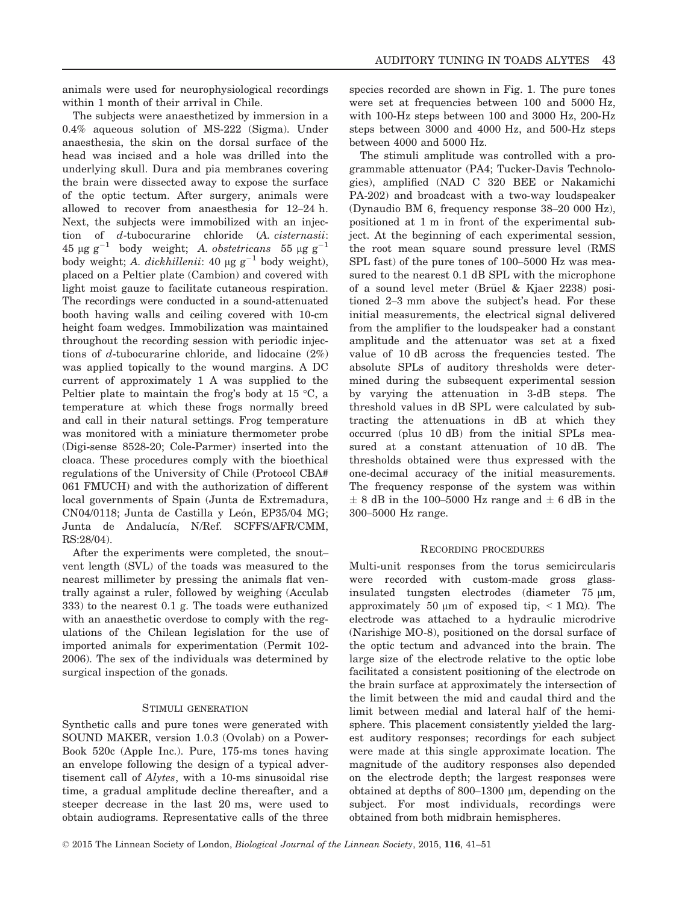animals were used for neurophysiological recordings within 1 month of their arrival in Chile.

The subjects were anaesthetized by immersion in a 0.4% aqueous solution of MS-222 (Sigma). Under anaesthesia, the skin on the dorsal surface of the head was incised and a hole was drilled into the underlying skull. Dura and pia membranes covering the brain were dissected away to expose the surface of the optic tectum. After surgery, animals were allowed to recover from anaesthesia for 12–24 h. Next, the subjects were immobilized with an injection of *d*-tubocurarine chloride (*A. cisternasii*: 45 $\mu g\ g^{-1}$ body weight; *A. obstetricans* 55 $\mu g\ g^{-1}$ body weight; *A. dickhillenii*: 40 $\mu g\ g^{-1}$ body weight), placed on a Peltier plate (Cambion) and covered with light moist gauze to facilitate cutaneous respiration. The recordings were conducted in a sound-attenuated booth having walls and ceiling covered with 10-cm height foam wedges. Immobilization was maintained throughout the recording session with periodic injections of *d*-tubocurarine chloride, and lidocaine (2%) was applied topically to the wound margins. A DC current of approximately 1 A was supplied to the Peltier plate to maintain the frog's body at 15 °C, a temperature at which these frogs normally breed and call in their natural settings. Frog temperature was monitored with a miniature thermometer probe (Digi-sense 8528-20; Cole-Parmer) inserted into the cloaca. These procedures comply with the bioethical regulations of the University of Chile (Protocol CBA# 061 FMUCH) and with the authorization of different local governments of Spain (Junta de Extremadura, CN04/0118; Junta de Castilla y León, EP35/04 MG; Junta de Andalucía, N/Ref. SCFFS/AFR/CMM, RS:28/04).

After the experiments were completed, the snout–vent length (SVL) of the toads was measured to the nearest millimeter by pressing the animals flat ventrally against a ruler, followed by weighing (Acculab 333) to the nearest 0.1 g. The toads were euthanized with an anaesthetic overdose to comply with the regulations of the Chilean legislation for the use of imported animals for experimentation (Permit 102-2006). The sex of the individuals was determined by surgical inspection of the gonads.

## Stimuli generation

Synthetic calls and pure tones were generated with SOUND MAKER, version 1.0.3 (Ovolab) on a PowerBook 520c (Apple Inc.). Pure, 175-ms tones having an envelope following the design of a typical advertisement call of *Alytes*, with a 10-ms sinusoidal rise time, a gradual amplitude decline thereafter, and a steeper decrease in the last 20 ms, were used to obtain audiograms. Representative calls of the three species recorded are shown in Fig. 1. The pure tones were set at frequencies between 100 and 5000 Hz, with 100-Hz steps between 100 and 3000 Hz, 200-Hz steps between 3000 and 4000 Hz, and 500-Hz steps between 4000 and 5000 Hz.

The stimuli amplitude was controlled with a programmable attenuator (PA4; Tucker-Davis Technologies), amplified (NAD C 320 BEE or Nakamichi PA-202) and broadcast with a two-way loudspeaker (Dynaudio BM 6, frequency response 38–20 000 Hz), positioned at 1 m in front of the experimental subject. At the beginning of each experimental session, the root mean square sound pressure level (RMS SPL fast) of the pure tones of 100–5000 Hz was measured to the nearest 0.1 dB SPL with the microphone of a sound level meter (Brüel & Kjaer 2238) positioned 2–3 mm above the subject's head. For these initial measurements, the electrical signal delivered from the amplifier to the loudspeaker had a constant amplitude and the attenuator was set at a fixed value of 10 dB across the frequencies tested. The absolute SPLs of auditory thresholds were determined during the subsequent experimental session by varying the attenuation in 3-dB steps. The threshold values in dB SPL were calculated by subtracting the attenuations in dB at which they occurred (plus 10 dB) from the initial SPLs measured at a constant attenuation of 10 dB. The thresholds obtained were thus expressed with the one-decimal accuracy of the initial measurements. The frequency response of the system was within $\pm$ 8 dB in the 100–5000 Hz range and $\pm$ 6 dB in the 300–5000 Hz range.

## Recording procedures

Multi-unit responses from the torus semicircularis were recorded with custom-made gross glass-insulated tungsten electrodes (diameter 75 μm, approximately 50 μm of exposed tip, < 1 MΩ). The electrode was attached to a hydraulic microdrive (Narishige MO-8), positioned on the dorsal surface of the optic tectum and advanced into the brain. The large size of the electrode relative to the optic lobe facilitated a consistent positioning of the electrode on the brain surface at approximately the intersection of the limit between the mid and caudal third and the limit between medial and lateral half of the hemisphere. This placement consistently yielded the largest auditory responses; recordings for each subject were made at this single approximate location. The magnitude of the auditory responses also depended on the electrode depth; the largest responses were obtained at depths of 800–1300 μm, depending on the subject. For most individuals, recordings were obtained from both midbrain hemispheres.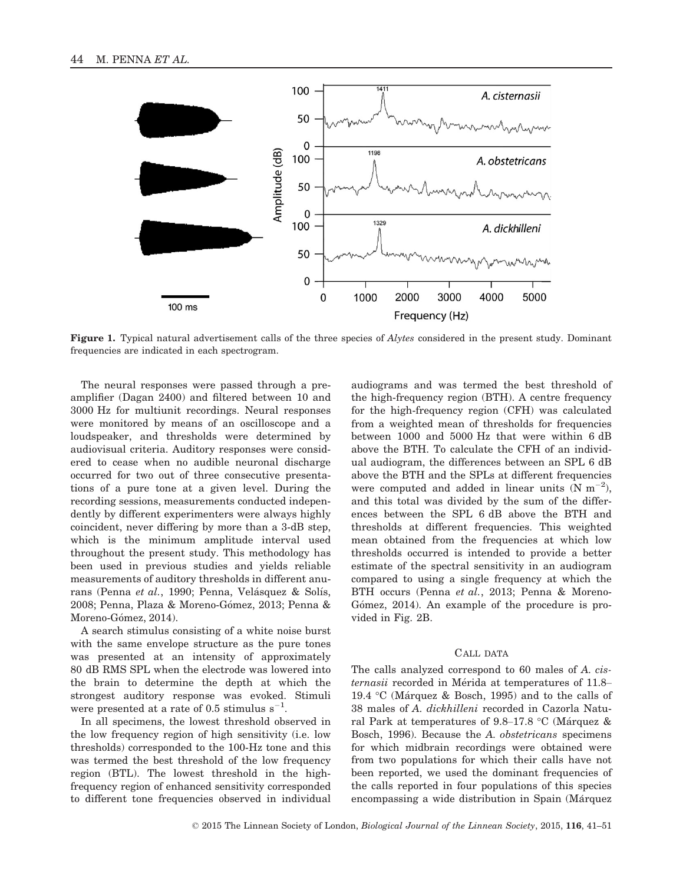**Figure 1.** Typical natural advertisement calls of the three species of *Alytes* considered in the present study. Dominant frequencies are indicated in each spectrogram.

The neural responses were passed through a preamplifier (Dagan 2400) and filtered between 10 and 3000 Hz for multiunit recordings. Neural responses were monitored by means of an oscilloscope and a loudspeaker, and thresholds were determined by audiovisual criteria. Auditory responses were considered to cease when no audible neuronal discharge occurred for two out of three consecutive presentations of a pure tone at a given level. During the recording sessions, measurements conducted independently by different experimenters were always highly coincident, never differing by more than a 3-dB step, which is the minimum amplitude interval used throughout the present study. This methodology has been used in previous studies and yields reliable measurements of auditory thresholds in different anurans (Penna *et al.*, 1990; Penna, Velásquez & Solís, 2008; Penna, Plaza & Moreno-Gómez, 2013; Penna & Moreno-Gómez, 2014).

A search stimulus consisting of a white noise burst with the same envelope structure as the pure tones was presented at an intensity of approximately 80 dB RMS SPL when the electrode was lowered into the brain to determine the depth at which the strongest auditory response was evoked. Stimuli were presented at a rate of 0.5 stimulus $s^{-1}$.

In all specimens, the lowest threshold observed in the low frequency region of high sensitivity (i.e. low thresholds) corresponded to the 100-Hz tone and this was termed the best threshold of the low frequency region (BTL). The lowest threshold in the high-frequency region of enhanced sensitivity corresponded to different tone frequencies observed in individual audiograms and was termed the best threshold of the high-frequency region (BTH). A centre frequency for the high-frequency region (CFH) was calculated from a weighted mean of thresholds for frequencies between 1000 and 5000 Hz that were within 6 dB above the BTH. To calculate the CFH of an individual audiogram, the differences between an SPL 6 dB above the BTH and the SPLs at different frequencies were computed and added in linear units (N $m^{-2}$), and this total was divided by the sum of the differences between the SPL 6 dB above the BTH and thresholds at different frequencies. This weighted mean obtained from the frequencies at which low thresholds occurred is intended to provide a better estimate of the spectral sensitivity in an audiogram compared to using a single frequency at which the BTH occurs (Penna *et al.*, 2013; Penna & Moreno-Gómez, 2014). An example of the procedure is provided in Fig. 2B.

## CALL DATA

The calls analyzed correspond to 60 males of *A. cisternasii* recorded in Mérida at temperatures of 11.8–19.4 °C (Márquez & Bosch, 1995) and to the calls of 38 males of *A. dickhilleni* recorded in Cazorla Natural Park at temperatures of 9.8–17.8 °C (Márquez & Bosch, 1996). Because the *A. obstetricans* specimens for which midbrain recordings were obtained were from two populations for which their calls have not been reported, we used the dominant frequencies of the calls reported in four populations of this species encompassing a wide distribution in Spain (Márquez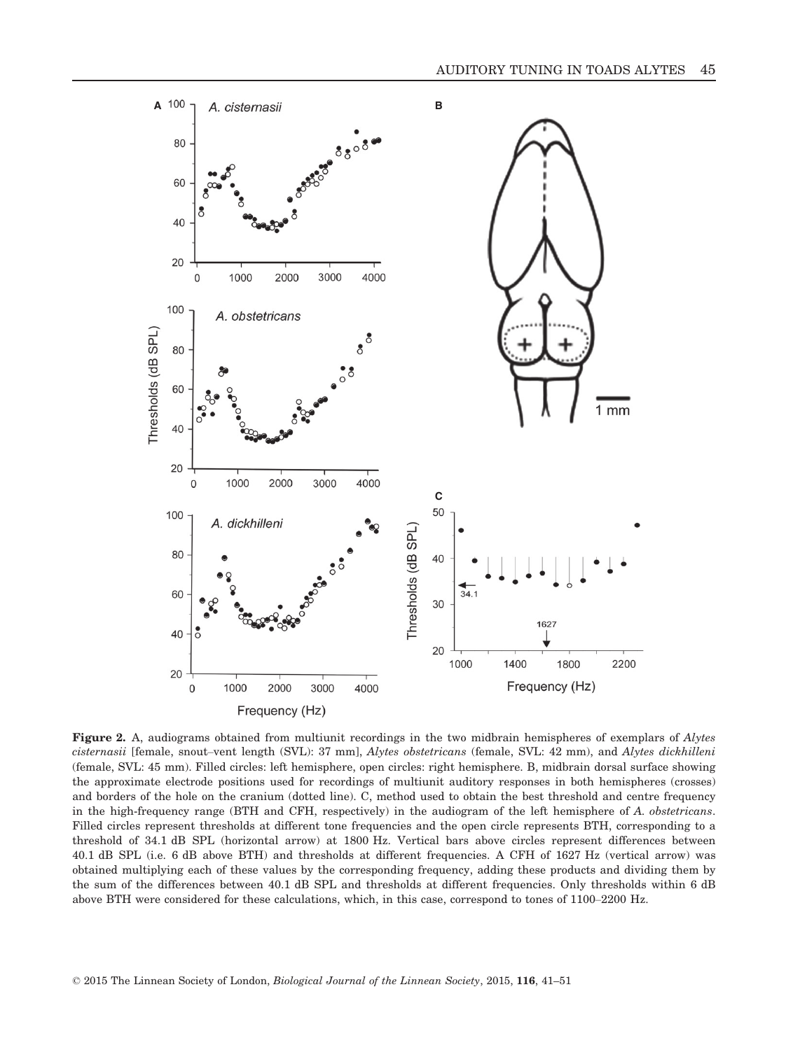**Figure 2.** A, audiograms obtained from multiunit recordings in the two midbrain hemispheres of exemplars of *Alytes cisternasii* [female, snout–vent length (SVL): 37 mm], *Alytes obstetricans* (female, SVL: 42 mm), and *Alytes dickhilleni* (female, SVL: 45 mm). Filled circles: left hemisphere, open circles: right hemisphere. B, midbrain dorsal surface showing the approximate electrode positions used for recordings of multiunit auditory responses in both hemispheres (crosses) and borders of the hole on the cranium (dotted line). C, method used to obtain the best threshold and centre frequency in the high-frequency range (BTH and CFH, respectively) in the audiogram of the left hemisphere of *A. obstetricans*. Filled circles represent thresholds at different tone frequencies and the open circle represents BTH, corresponding to a threshold of 34.1 dB SPL (horizontal arrow) at 1800 Hz. Vertical bars above circles represent differences between 40.1 dB SPL (i.e. 6 dB above BTH) and thresholds at different frequencies. A CFH of 1627 Hz (vertical arrow) was obtained multiplying each of these values by the corresponding frequency, adding these products and dividing them by the sum of the differences between 40.1 dB SPL and thresholds at different frequencies. Only thresholds within 6 dB above BTH were considered for these calculations, which, in this case, correspond to tones of 1100–2200 Hz.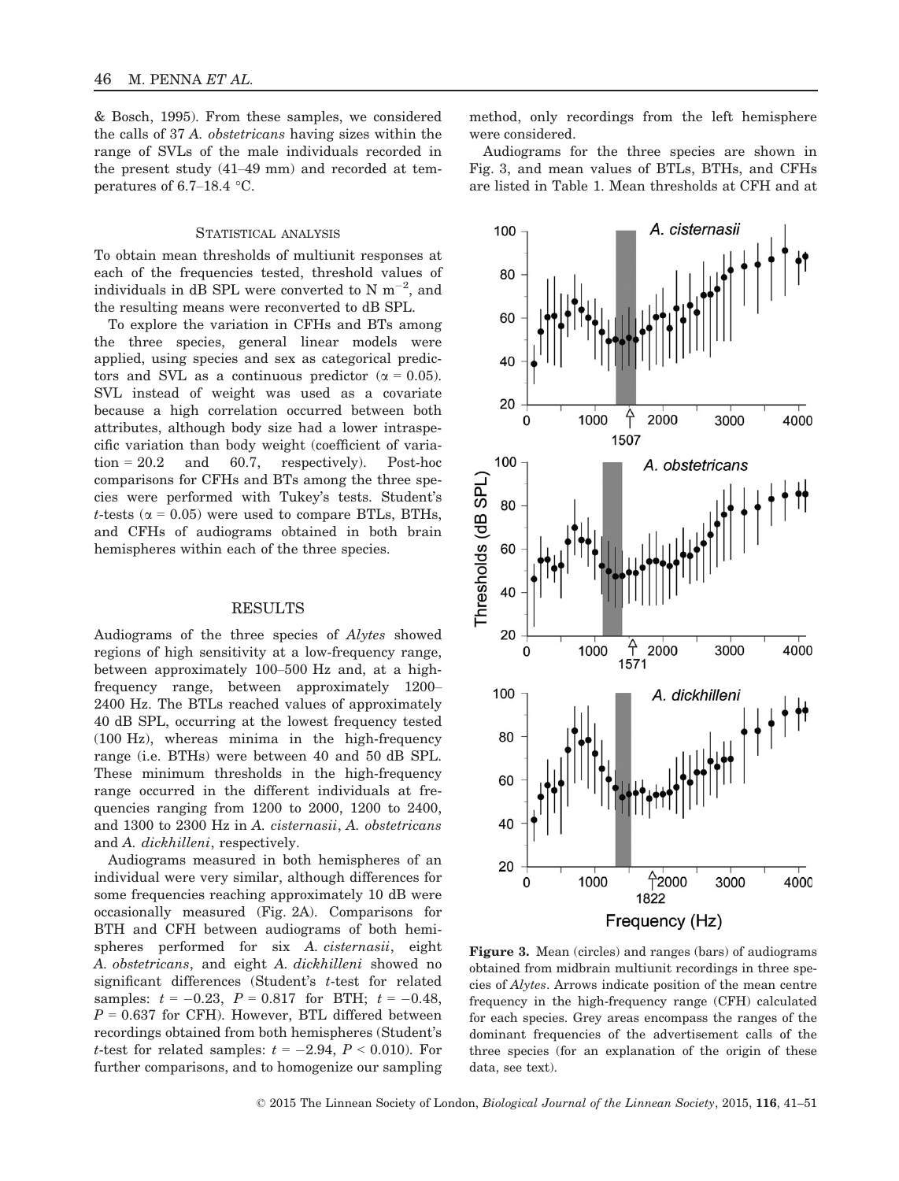& Bosch, 1995). From these samples, we considered the calls of 37 *A. obstetricans* having sizes within the range of SVLs of the male individuals recorded in the present study (41–49 mm) and recorded at temperatures of 6.7–18.4 °C.

### STATISTICAL ANALYSIS

To obtain mean thresholds of multiunit responses at each of the frequencies tested, threshold values of individuals in dB SPL were converted to N $m^{-2}$, and the resulting means were reconverted to dB SPL.

To explore the variation in CFHs and BTs among the three species, general linear models were applied, using species and sex as categorical predictors and SVL as a continuous predictor ($\alpha = 0.05$). SVL instead of weight was used as a covariate because a high correlation occurred between both attributes, although body size had a lower intraspecific variation than body weight (coefficient of variation = 20.2 and 60.7, respectively). Post-hoc comparisons for CFHs and BTs among the three species were performed with Tukey's tests. Student's *t*-tests ($\alpha = 0.05$) were used to compare BTLs, BTHs, and CFHs of audiograms obtained in both brain hemispheres within each of the three species.

## RESULTS

Audiograms of the three species of *Alytes* showed regions of high sensitivity at a low-frequency range, between approximately 100–500 Hz and, at a high-frequency range, between approximately 1200–2400 Hz. The BTLs reached values of approximately 40 dB SPL, occurring at the lowest frequency tested (100 Hz), whereas minima in the high-frequency range (i.e. BTHs) were between 40 and 50 dB SPL. These minimum thresholds in the high-frequency range occurred in the different individuals at frequencies ranging from 1200 to 2000, 1200 to 2400, and 1300 to 2300 Hz in *A. cisternasii*, *A. obstetricans* and *A. dickhilleni*, respectively.

Audiograms measured in both hemispheres of an individual were very similar, although differences for some frequencies reaching approximately 10 dB were occasionally measured (Fig. 2A). Comparisons for BTH and CFH between audiograms of both hemispheres performed for six *A. cisternasii*, eight *A. obstetricans*, and eight *A. dickhilleni* showed no significant differences (Student's *t*-test for related samples: $t = -0.23$, $P = 0.817$ for BTH; $t = -0.48$, $P = 0.637$ for CFH). However, BTL differed between recordings obtained from both hemispheres (Student's *t*-test for related samples: $t = -2.94$, $P < 0.010$). For further comparisons, and to homogenize our sampling method, only recordings from the left hemisphere were considered.

Audiograms for the three species are shown in Fig. 3, and mean values of BTLs, BTHs, and CFHs are listed in Table 1. Mean thresholds at CFH and at

**Figure 3.** Mean (circles) and ranges (bars) of audiograms obtained from midbrain multiunit recordings in three species of *Alytes*. Arrows indicate position of the mean centre frequency in the high-frequency range (CFH) calculated for each species. Grey areas encompass the ranges of the dominant frequencies of the advertisement calls of the three species (for an explanation of the origin of these data, see text).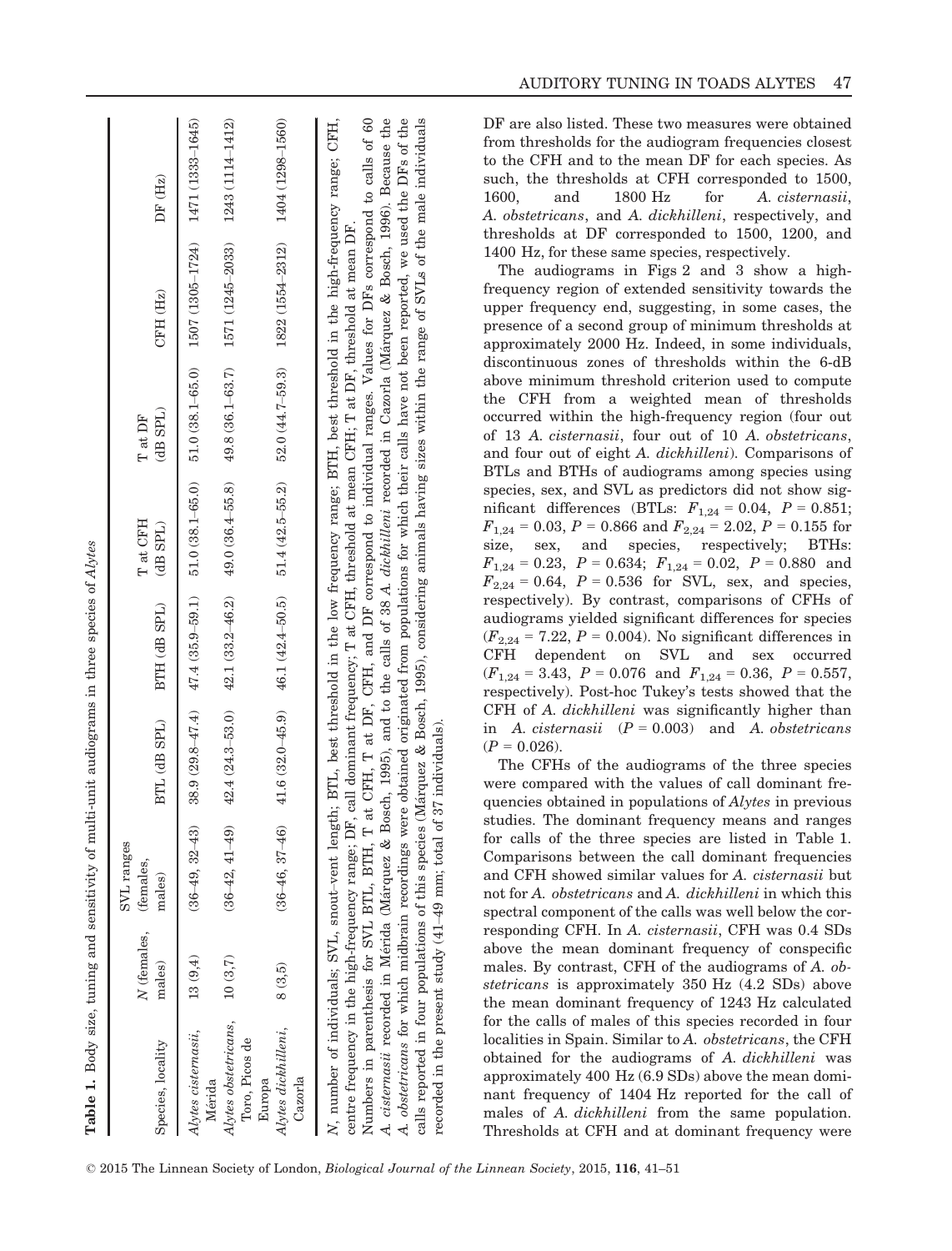**Table 1.** Body size, tuning and sensitivity of multi-unit audiograms in three species of *Alytes*

| Species, locality | *N* (females, males) | SVL ranges (females, males) | BTL (dB SPL) | BTH (dB SPL) | T at CFH (dB SPL) | T at DF (dB SPL) | CFH (Hz) | DF (Hz) |
|---|---|---|---|---|---|---|---|---|
| *Alytes cisternasii*, Mérida | 13 (9,4) | (36–49, 32–43) | 38.9 (29.8–47.4) | 47.4 (35.9–59.1) | 51.0 (38.1–65.0) | 51.0 (38.1–65.0) | 1507 (1305–1724) | 1471 (1333–1645) |
| *Alytes obstetricans*, Toro, Picos de Europa | 10 (3,7) | (36–42, 41–49) | 42.4 (24.3–53.0) | 42.1 (33.2–46.2) | 49.0 (36.4–55.8) | 49.8 (36.1–63.7) | 1571 (1245–2033) | 1243 (1114–1412) |
| *Alytes dickhilleni*, Cazorla | 8 (3,5) | (36–46, 37–46) | 41.6 (32.0–45.9) | 46.1 (42.4–50.5) | 51.4 (42.5–55.2) | 52.0 (44.7–59.3) | 1822 (1554–2312) | 1404 (1298–1560) |

*N*, number of individuals; SVL, snout–vent length; BTL, best threshold in the low frequency range; BTH, best threshold in the high-frequency range; CFH, centre frequency in the high-frequency range; DF, call dominant frequency; T at CFH, threshold at mean CFH; T at DF, threshold at mean DF.
Numbers in parenthesis for SVL BTL, BTH, T at DF, CFH, and DF correspond to individual ranges. Values for DFs correspond to calls of 60 *A. cisternasii* recorded in Mérida (Márquez & Bosch, 1995), and to the calls of 38 *A. dickhilleni* recorded in Cazorla (Márquez & Bosch, 1996). Because the *A. obstetricans* for which midbrain recordings were obtained originated from populations for which their calls have not been reported, we used the DFs of the calls reported in four populations of this species (Márquez & Bosch, 1995), considering animals having sizes within the range of SVLs of the male individuals recorded in the present study (41–49 mm; total of 37 individuals).

DF are also listed. These two measures were obtained from thresholds for the audiogram frequencies closest to the CFH and to the mean DF for each species. As such, the thresholds at CFH corresponded to 1500, 1600, and 1800 Hz for *A. cisternasii*, *A. obstetricans*, and *A. dickhilleni*, respectively, and thresholds at DF corresponded to 1500, 1200, and 1400 Hz, for these same species, respectively.

The audiograms in Figs 2 and 3 show a high-frequency region of extended sensitivity towards the upper frequency end, suggesting, in some cases, the presence of a second group of minimum thresholds at approximately 2000 Hz. Indeed, in some individuals, discontinuous zones of thresholds within the 6-dB above minimum threshold criterion used to compute the CFH from a weighted mean of thresholds occurred within the high-frequency region (four out of 13 *A. cisternasii*, four out of 10 *A. obstetricans*, and four out of eight *A. dickhilleni*). Comparisons of BTLs and BTHs of audiograms among species using species, sex, and SVL as predictors did not show significant differences (BTLs: $F_{1,24} = 0.04$, $P = 0.851$; $F_{1,24} = 0.03$, $P = 0.866$ and $F_{2,24} = 2.02$, $P = 0.155$ for size, sex, and species, respectively; BTHs: $F_{1,24} = 0.23$, $P = 0.634$; $F_{1,24} = 0.02$, $P = 0.880$ and $F_{2,24} = 0.64$, $P = 0.536$ for SVL, sex, and species, respectively). By contrast, comparisons of CFHs of audiograms yielded significant differences for species ($F_{2,24} = 7.22$, $P = 0.004$). No significant differences in CFH dependent on SVL and sex occurred ($F_{1,24} = 3.43$, $P = 0.076$ and $F_{1,24} = 0.36$, $P = 0.557$, respectively). Post-hoc Tukey's tests showed that the CFH of *A. dickhilleni* was significantly higher than in *A. cisternasii* ($P = 0.003$) and *A. obstetricans* ($P = 0.026$).

The CFHs of the audiograms of the three species were compared with the values of call dominant frequencies obtained in populations of *Alytes* in previous studies. The dominant frequency means and ranges for calls of the three species are listed in Table 1. Comparisons between the call dominant frequencies and CFH showed similar values for *A. cisternasii* but not for *A. obstetricans* and *A. dickhilleni* in which this spectral component of the calls was well below the corresponding CFH. In *A. cisternasii*, CFH was 0.4 SDs above the mean dominant frequency of conspecific males. By contrast, CFH of the audiograms of *A. obstetricans* is approximately 350 Hz (4.2 SDs) above the mean dominant frequency of 1243 Hz calculated for the calls of males of this species recorded in four localities in Spain. Similar to *A. obstetricans*, the CFH obtained for the audiograms of *A. dickhilleni* was approximately 400 Hz (6.9 SDs) above the mean dominant frequency of 1404 Hz reported for the call of males of *A. dickhilleni* from the same population. Thresholds at CFH and at dominant frequency were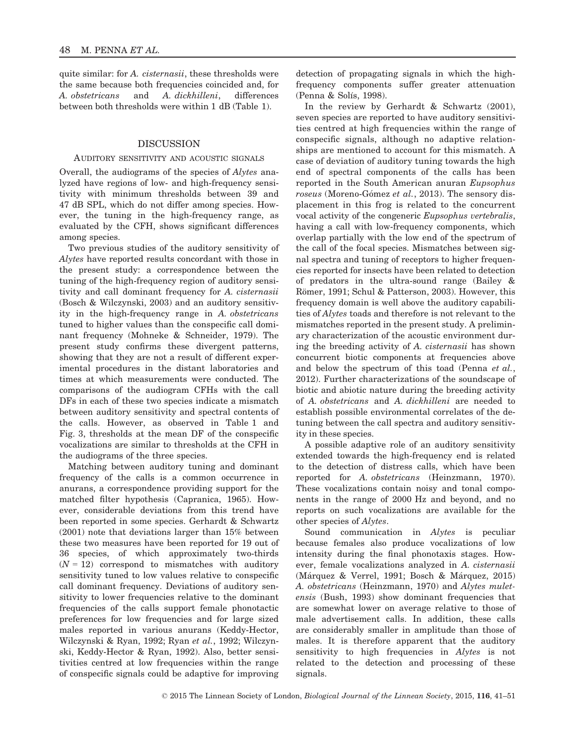quite similar: for *A. cisternasii*, these thresholds were the same because both frequencies coincided and, for *A. obstetricans* and *A. dickhilleni*, differences between both thresholds were within 1 dB (Table 1).

## DISCUSSION

### AUDITORY SENSITIVITY AND ACOUSTIC SIGNALS

Overall, the audiograms of the species of *Alytes* analyzed have regions of low- and high-frequency sensitivity with minimum thresholds between 39 and 47 dB SPL, which do not differ among species. However, the tuning in the high-frequency range, as evaluated by the CFH, shows significant differences among species.

Two previous studies of the auditory sensitivity of *Alytes* have reported results concordant with those in the present study: a correspondence between the tuning of the high-frequency region of auditory sensitivity and call dominant frequency for *A. cisternasii* (Bosch & Wilczynski, 2003) and an auditory sensitivity in the high-frequency range in *A. obstetricans* tuned to higher values than the conspecific call dominant frequency (Mohneke & Schneider, 1979). The present study confirms these divergent patterns, showing that they are not a result of different experimental procedures in the distant laboratories and times at which measurements were conducted. The comparisons of the audiogram CFHs with the call DFs in each of these two species indicate a mismatch between auditory sensitivity and spectral contents of the calls. However, as observed in Table 1 and Fig. 3, thresholds at the mean DF of the conspecific vocalizations are similar to thresholds at the CFH in the audiograms of the three species.

Matching between auditory tuning and dominant frequency of the calls is a common occurrence in anurans, a correspondence providing support for the matched filter hypothesis (Capranica, 1965). However, considerable deviations from this trend have been reported in some species. Gerhardt & Schwartz (2001) note that deviations larger than 15% between these two measures have been reported for 19 out of 36 species, of which approximately two-thirds ($N = 12$) correspond to mismatches with auditory sensitivity tuned to low values relative to conspecific call dominant frequency. Deviations of auditory sensitivity to lower frequencies relative to the dominant frequencies of the calls support female phonotactic preferences for low frequencies and for large sized males reported in various anurans (Keddy-Hector, Wilczynski & Ryan, 1992; Ryan *et al.*, 1992; Wilczynski, Keddy-Hector & Ryan, 1992). Also, better sensitivities centred at low frequencies within the range of conspecific signals could be adaptive for improving detection of propagating signals in which the high-frequency components suffer greater attenuation (Penna & Solís, 1998).

In the review by Gerhardt & Schwartz (2001), seven species are reported to have auditory sensitivities centred at high frequencies within the range of conspecific signals, although no adaptive relationships are mentioned to account for this mismatch. A case of deviation of auditory tuning towards the high end of spectral components of the calls has been reported in the South American anuran *Eupsophus roseus* (Moreno-Gómez *et al.*, 2013). The sensory displacement in this frog is related to the concurrent vocal activity of the congeneric *Eupsophus vertebralis*, having a call with low-frequency components, which overlap partially with the low end of the spectrum of the call of the focal species. Mismatches between signal spectra and tuning of receptors to higher frequencies reported for insects have been related to detection of predators in the ultra-sound range (Bailey & Römer, 1991; Schul & Patterson, 2003). However, this frequency domain is well above the auditory capabilities of *Alytes* toads and therefore is not relevant to the mismatches reported in the present study. A preliminary characterization of the acoustic environment during the breeding activity of *A. cisternasii* has shown concurrent biotic components at frequencies above and below the spectrum of this toad (Penna *et al.*, 2012). Further characterizations of the soundscape of biotic and abiotic nature during the breeding activity of *A. obstetricans* and *A. dickhilleni* are needed to establish possible environmental correlates of the detuning between the call spectra and auditory sensitivity in these species.

A possible adaptive role of an auditory sensitivity extended towards the high-frequency end is related to the detection of distress calls, which have been reported for *A. obstetricans* (Heinzmann, 1970). These vocalizations contain noisy and tonal components in the range of 2000 Hz and beyond, and no reports on such vocalizations are available for the other species of *Alytes*.

Sound communication in *Alytes* is peculiar because females also produce vocalizations of low intensity during the final phonotaxis stages. However, female vocalizations analyzed in *A. cisternasii* (Márquez & Verrel, 1991; Bosch & Márquez, 2015) *A. obstetricans* (Heinzmann, 1970) and *Alytes muletensis* (Bush, 1993) show dominant frequencies that are somewhat lower on average relative to those of male advertisement calls. In addition, these calls are considerably smaller in amplitude than those of males. It is therefore apparent that the auditory sensitivity to high frequencies in *Alytes* is not related to the detection and processing of these signals.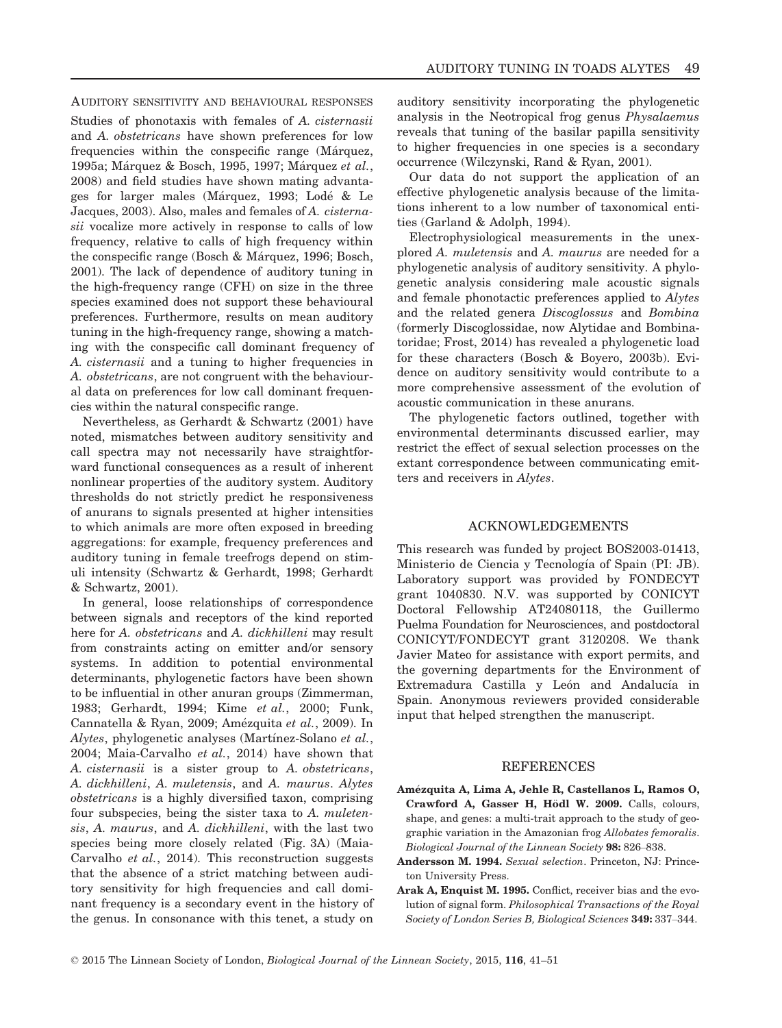### Auditory sensitivity and behavioural responses

Studies of phonotaxis with females of *A. cisternasii* and *A. obstetricans* have shown preferences for low frequencies within the conspecific range (Márquez, 1995a; Márquez & Bosch, 1995, 1997; Márquez *et al.*, 2008) and field studies have shown mating advantages for larger males (Márquez, 1993; Lodé & Le Jacques, 2003). Also, males and females of *A. cisternasii* vocalize more actively in response to calls of low frequency, relative to calls of high frequency within the conspecific range (Bosch & Márquez, 1996; Bosch, 2001). The lack of dependence of auditory tuning in the high-frequency range (CFH) on size in the three species examined does not support these behavioural preferences. Furthermore, results on mean auditory tuning in the high-frequency range, showing a matching with the conspecific call dominant frequency of *A. cisternasii* and a tuning to higher frequencies in *A. obstetricans*, are not congruent with the behavioural data on preferences for low call dominant frequencies within the natural conspecific range.

Nevertheless, as Gerhardt & Schwartz (2001) have noted, mismatches between auditory sensitivity and call spectra may not necessarily have straightforward functional consequences as a result of inherent nonlinear properties of the auditory system. Auditory thresholds do not strictly predict he responsiveness of anurans to signals presented at higher intensities to which animals are more often exposed in breeding aggregations: for example, frequency preferences and auditory tuning in female treefrogs depend on stimuli intensity (Schwartz & Gerhardt, 1998; Gerhardt & Schwartz, 2001).

In general, loose relationships of correspondence between signals and receptors of the kind reported here for *A. obstetricans* and *A. dickhilleni* may result from constraints acting on emitter and/or sensory systems. In addition to potential environmental determinants, phylogenetic factors have been shown to be influential in other anuran groups (Zimmerman, 1983; Gerhardt, 1994; Kime *et al.*, 2000; Funk, Cannatella & Ryan, 2009; Amézquita *et al.*, 2009). In *Alytes*, phylogenetic analyses (Martínez-Solano *et al.*, 2004; Maia-Carvalho *et al.*, 2014) have shown that *A. cisternasii* is a sister group to *A. obstetricans*, *A. dickhilleni*, *A. muletensis*, and *A. maurus*. *Alytes obstetricans* is a highly diversified taxon, comprising four subspecies, being the sister taxa to *A. muletensis*, *A. maurus*, and *A. dickhilleni*, with the last two species being more closely related (Fig. 3A) (Maia-Carvalho *et al.*, 2014). This reconstruction suggests that the absence of a strict matching between auditory sensitivity for high frequencies and call dominant frequency is a secondary event in the history of the genus. In consonance with this tenet, a study on auditory sensitivity incorporating the phylogenetic analysis in the Neotropical frog genus *Physalaemus* reveals that tuning of the basilar papilla sensitivity to higher frequencies in one species is a secondary occurrence (Wilczynski, Rand & Ryan, 2001).

Our data do not support the application of an effective phylogenetic analysis because of the limitations inherent to a low number of taxonomical entities (Garland & Adolph, 1994).

Electrophysiological measurements in the unexplored *A. muletensis* and *A. maurus* are needed for a phylogenetic analysis of auditory sensitivity. A phylogenetic analysis considering male acoustic signals and female phonotactic preferences applied to *Alytes* and the related genera *Discoglossus* and *Bombina* (formerly Discoglossidae, now Alytidae and Bombinatoridae; Frost, 2014) has revealed a phylogenetic load for these characters (Bosch & Boyero, 2003b). Evidence on auditory sensitivity would contribute to a more comprehensive assessment of the evolution of acoustic communication in these anurans.

The phylogenetic factors outlined, together with environmental determinants discussed earlier, may restrict the effect of sexual selection processes on the extant correspondence between communicating emitters and receivers in *Alytes*.

## ACKNOWLEDGEMENTS

This research was funded by project BOS2003-01413, Ministerio de Ciencia y Tecnología of Spain (PI: JB). Laboratory support was provided by FONDECYT grant 1040830. N.V. was supported by CONICYT Doctoral Fellowship AT24080118, the Guillermo Puelma Foundation for Neurosciences, and postdoctoral CONICYT/FONDECYT grant 3120208. We thank Javier Mateo for assistance with export permits, and the governing departments for the Environment of Extremadura Castilla y León and Andalucía in Spain. Anonymous reviewers provided considerable input that helped strengthen the manuscript.

## REFERENCES

**Amézquita A, Lima A, Jehle R, Castellanos L, Ramos O, Crawford A, Gasser H, Hödl W. 2009.** Calls, colours, shape, and genes: a multi-trait approach to the study of geographic variation in the Amazonian frog *Allobates femoralis*. *Biological Journal of the Linnean Society* **98:** 826–838.

**Andersson M. 1994.** *Sexual selection*. Princeton, NJ: Princeton University Press.

**Arak A, Enquist M. 1995.** Conflict, receiver bias and the evolution of signal form. *Philosophical Transactions of the Royal Society of London Series B, Biological Sciences* **349:** 337–344.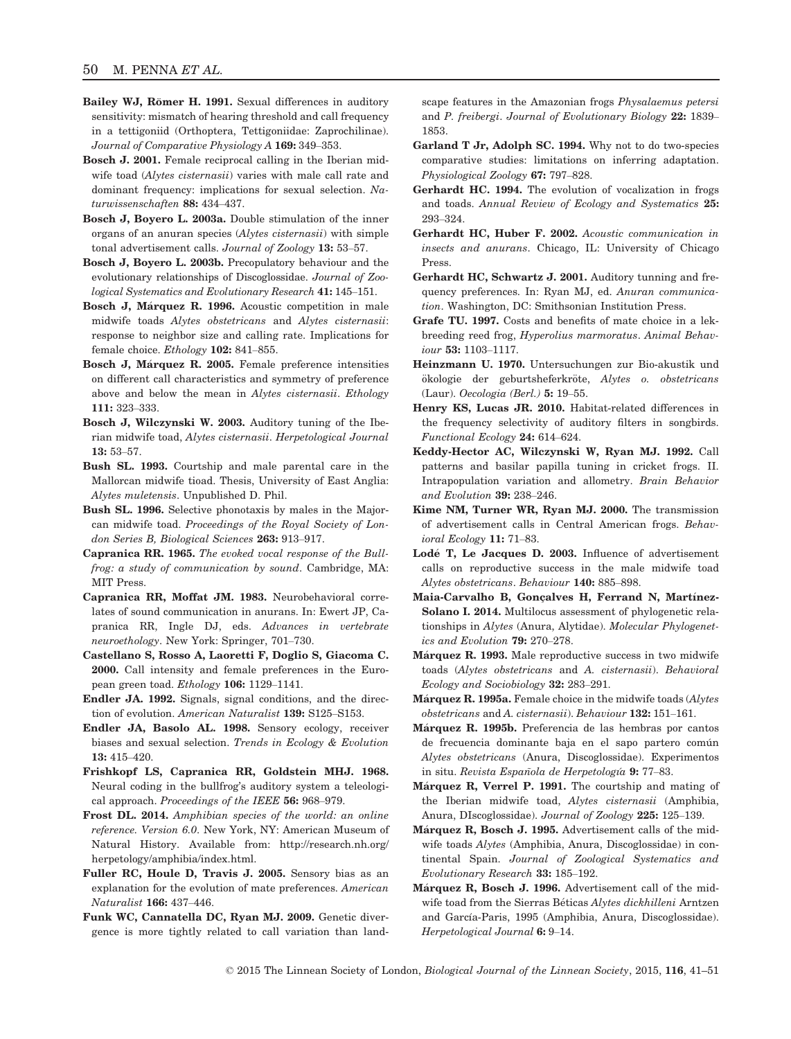**Bailey WJ, Römer H. 1991.** Sexual differences in auditory sensitivity: mismatch of hearing threshold and call frequency in a tettigoniid (Orthoptera, Tettigoniidae: Zaprochilinae). *Journal of Comparative Physiology A* **169:** 349–353.

**Bosch J. 2001.** Female reciprocal calling in the Iberian midwife toad (*Alytes cisternasii*) varies with male call rate and dominant frequency: implications for sexual selection. *Naturwissenschaften* **88:** 434–437.

**Bosch J, Boyero L. 2003a.** Double stimulation of the inner organs of an anuran species (*Alytes cisternasii*) with simple tonal advertisement calls. *Journal of Zoology* **13:** 53–57.

**Bosch J, Boyero L. 2003b.** Precopulatory behaviour and the evolutionary relationships of Discoglossidae. *Journal of Zoological Systematics and Evolutionary Research* **41:** 145–151.

**Bosch J, Márquez R. 1996.** Acoustic competition in male midwife toads *Alytes obstetricans* and *Alytes cisternasii*: response to neighbor size and calling rate. Implications for female choice. *Ethology* **102:** 841–855.

**Bosch J, Márquez R. 2005.** Female preference intensities on different call characteristics and symmetry of preference above and below the mean in *Alytes cisternasii*. *Ethology* **111:** 323–333.

**Bosch J, Wilczynski W. 2003.** Auditory tuning of the Iberian midwife toad, *Alytes cisternasii*. *Herpetological Journal* **13:** 53–57.

**Bush SL. 1993.** Courtship and male parental care in the Mallorcan midwife tioad. Thesis, University of East Anglia: *Alytes muletensis*. Unpublished D. Phil.

**Bush SL. 1996.** Selective phonotaxis by males in the Majorcan midwife toad. *Proceedings of the Royal Society of London Series B, Biological Sciences* **263:** 913–917.

**Capranica RR. 1965.** *The evoked vocal response of the Bullfrog: a study of communication by sound*. Cambridge, MA: MIT Press.

**Capranica RR, Moffat JM. 1983.** Neurobehavioral correlates of sound communication in anurans. In: Ewert JP, Capranica RR, Ingle DJ, eds. *Advances in vertebrate neuroethology*. New York: Springer, 701–730.

**Castellano S, Rosso A, Laoretti F, Doglio S, Giacoma C. 2000.** Call intensity and female preferences in the European green toad. *Ethology* **106:** 1129–1141.

**Endler JA. 1992.** Signals, signal conditions, and the direction of evolution. *American Naturalist* **139:** S125–S153.

**Endler JA, Basolo AL. 1998.** Sensory ecology, receiver biases and sexual selection. *Trends in Ecology & Evolution* **13:** 415–420.

**Frishkopf LS, Capranica RR, Goldstein MHJ. 1968.** Neural coding in the bullfrog's auditory system a teleological approach. *Proceedings of the IEEE* **56:** 968–979.

**Frost DL. 2014.** *Amphibian species of the world: an online reference. Version 6.0*. New York, NY: American Museum of Natural History. Available from: http://research.nh.org/herpetology/amphibia/index.html.

**Fuller RC, Houle D, Travis J. 2005.** Sensory bias as an explanation for the evolution of mate preferences. *American Naturalist* **166:** 437–446.

**Funk WC, Cannatella DC, Ryan MJ. 2009.** Genetic divergence is more tightly related to call variation than landscape features in the Amazonian frogs *Physalaemus petersi* and *P. freibergi*. *Journal of Evolutionary Biology* **22:** 1839–1853.

**Garland T Jr, Adolph SC. 1994.** Why not to do two-species comparative studies: limitations on inferring adaptation. *Physiological Zoology* **67:** 797–828.

**Gerhardt HC. 1994.** The evolution of vocalization in frogs and toads. *Annual Review of Ecology and Systematics* **25:** 293–324.

**Gerhardt HC, Huber F. 2002.** *Acoustic communication in insects and anurans*. Chicago, IL: University of Chicago Press.

**Gerhardt HC, Schwartz J. 2001.** Auditory tunning and frequency preferences. In: Ryan MJ, ed. *Anuran communication*. Washington, DC: Smithsonian Institution Press.

**Grafe TU. 1997.** Costs and benefits of mate choice in a lek-breeding reed frog, *Hyperolius marmoratus*. *Animal Behaviour* **53:** 1103–1117.

**Heinzmann U. 1970.** Untersuchungen zur Bio-akustik und ökologie der geburtsheferkröte, *Alytes o. obstetricans* (Laur). *Oecologia (Berl.)* **5:** 19–55.

**Henry KS, Lucas JR. 2010.** Habitat-related differences in the frequency selectivity of auditory filters in songbirds. *Functional Ecology* **24:** 614–624.

**Keddy-Hector AC, Wilczynski W, Ryan MJ. 1992.** Call patterns and basilar papilla tuning in cricket frogs. II. Intrapopulation variation and allometry. *Brain Behavior and Evolution* **39:** 238–246.

**Kime NM, Turner WR, Ryan MJ. 2000.** The transmission of advertisement calls in Central American frogs. *Behavioral Ecology* **11:** 71–83.

**Lodé T, Le Jacques D. 2003.** Influence of advertisement calls on reproductive success in the male midwife toad *Alytes obstetricans*. *Behaviour* **140:** 885–898.

**Maia-Carvalho B, Gonçalves H, Ferrand N, Martínez-Solano I. 2014.** Multilocus assessment of phylogenetic relationships in *Alytes* (Anura, Alytidae). *Molecular Phylogenetics and Evolution* **79:** 270–278.

**Márquez R. 1993.** Male reproductive success in two midwife toads (*Alytes obstetricans* and *A. cisternasii*). *Behavioral Ecology and Sociobiology* **32:** 283–291.

**Márquez R. 1995a.** Female choice in the midwife toads (*Alytes obstetricans* and *A. cisternasii*). *Behaviour* **132:** 151–161.

**Márquez R. 1995b.** Preferencia de las hembras por cantos de frecuencia dominante baja en el sapo partero común *Alytes obstetricans* (Anura, Discoglossidae). Experimentos in situ. *Revista Española de Herpetología* **9:** 77–83.

**Márquez R, Verrel P. 1991.** The courtship and mating of the Iberian midwife toad, *Alytes cisternasii* (Amphibia, Anura, DIscoglossidae). *Journal of Zoology* **225:** 125–139.

**Márquez R, Bosch J. 1995.** Advertisement calls of the midwife toads *Alytes* (Amphibia, Anura, Discoglossidae) in continental Spain. *Journal of Zoological Systematics and Evolutionary Research* **33:** 185–192.

**Márquez R, Bosch J. 1996.** Advertisement call of the midwife toad from the Sierras Béticas *Alytes dickhilleni* Arntzen and García-Paris, 1995 (Amphibia, Anura, Discoglossidae). *Herpetological Journal* **6:** 9–14.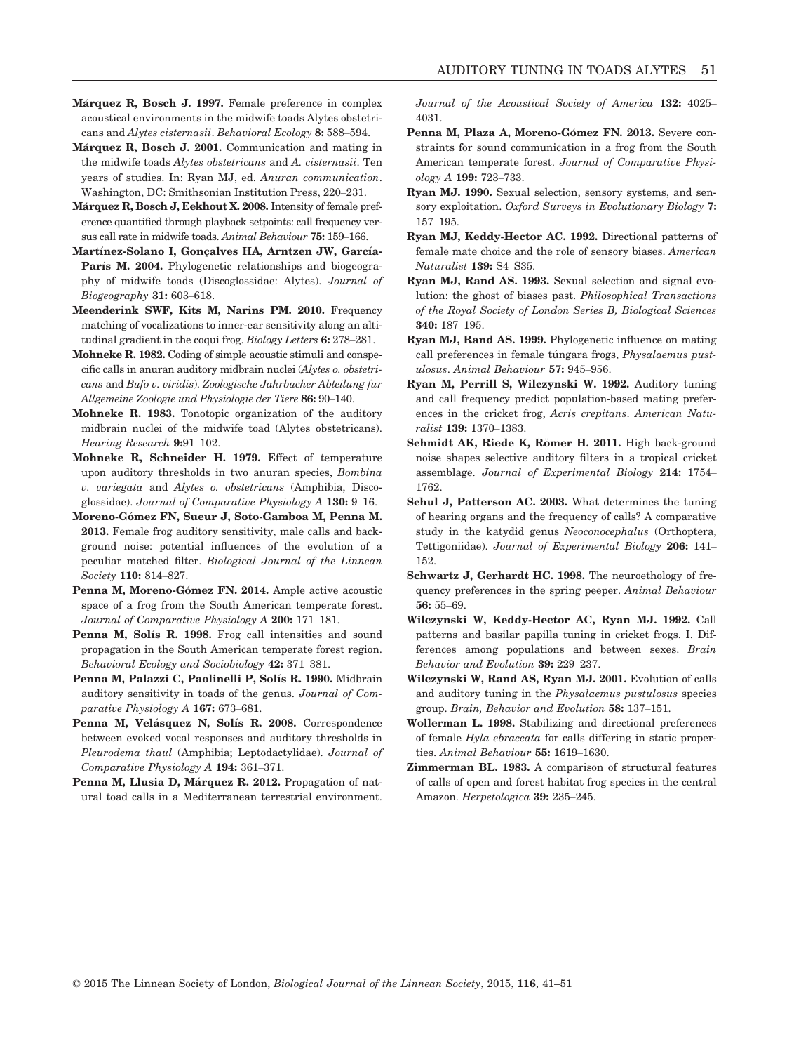**Márquez R, Bosch J. 1997.** Female preference in complex acoustical environments in the midwife toads Alytes obstetricans and *Alytes cisternasii*. *Behavioral Ecology* **8:** 588–594.

**Márquez R, Bosch J. 2001.** Communication and mating in the midwife toads *Alytes obstetricans* and *A. cisternasii*. Ten years of studies. In: Ryan MJ, ed. *Anuran communication*. Washington, DC: Smithsonian Institution Press, 220–231.

**Márquez R, Bosch J, Eekhout X. 2008.** Intensity of female preference quantified through playback setpoints: call frequency versus call rate in midwife toads. *Animal Behaviour* **75:** 159–166.

**Martínez-Solano I, Gonçalves HA, Arntzen JW, García-París M. 2004.** Phylogenetic relationships and biogeography of midwife toads (Discoglossidae: Alytes). *Journal of Biogeography* **31:** 603–618.

**Meenderink SWF, Kits M, Narins PM. 2010.** Frequency matching of vocalizations to inner-ear sensitivity along an altitudinal gradient in the coqui frog. *Biology Letters* **6:** 278–281.

**Mohneke R. 1982.** Coding of simple acoustic stimuli and conspecific calls in anuran auditory midbrain nuclei (*Alytes o. obstetricans* and *Bufo v. viridis*). *Zoologische Jahrbucher Abteilung für Allgemeine Zoologie und Physiologie der Tiere* **86:** 90–140.

**Mohneke R. 1983.** Tonotopic organization of the auditory midbrain nuclei of the midwife toad (Alytes obstetricans). *Hearing Research* **9:**91–102.

**Mohneke R, Schneider H. 1979.** Effect of temperature upon auditory thresholds in two anuran species, *Bombina v. variegata* and *Alytes o. obstetricans* (Amphibia, Discoglossidae). *Journal of Comparative Physiology A* **130:** 9–16.

**Moreno-Gómez FN, Sueur J, Soto-Gamboa M, Penna M. 2013.** Female frog auditory sensitivity, male calls and background noise: potential influences of the evolution of a peculiar matched filter. *Biological Journal of the Linnean Society* **110:** 814–827.

**Penna M, Moreno-Gómez FN. 2014.** Ample active acoustic space of a frog from the South American temperate forest. *Journal of Comparative Physiology A* **200:** 171–181.

**Penna M, Solís R. 1998.** Frog call intensities and sound propagation in the South American temperate forest region. *Behavioral Ecology and Sociobiology* **42:** 371–381.

**Penna M, Palazzi C, Paolinelli P, Solís R. 1990.** Midbrain auditory sensitivity in toads of the genus. *Journal of Comparative Physiology A* **167:** 673–681.

**Penna M, Velásquez N, Solís R. 2008.** Correspondence between evoked vocal responses and auditory thresholds in *Pleurodema thaul* (Amphibia; Leptodactylidae). *Journal of Comparative Physiology A* **194:** 361–371.

**Penna M, Llusia D, Márquez R. 2012.** Propagation of natural toad calls in a Mediterranean terrestrial environment. *Journal of the Acoustical Society of America* **132:** 4025–4031.

**Penna M, Plaza A, Moreno-Gómez FN. 2013.** Severe constraints for sound communication in a frog from the South American temperate forest. *Journal of Comparative Physiology A* **199:** 723–733.

**Ryan MJ. 1990.** Sexual selection, sensory systems, and sensory exploitation. *Oxford Surveys in Evolutionary Biology* **7:** 157–195.

**Ryan MJ, Keddy-Hector AC. 1992.** Directional patterns of female mate choice and the role of sensory biases. *American Naturalist* **139:** S4–S35.

**Ryan MJ, Rand AS. 1993.** Sexual selection and signal evolution: the ghost of biases past. *Philosophical Transactions of the Royal Society of London Series B, Biological Sciences* **340:** 187–195.

**Ryan MJ, Rand AS. 1999.** Phylogenetic influence on mating call preferences in female túngara frogs, *Physalaemus pustulosus*. *Animal Behaviour* **57:** 945–956.

**Ryan M, Perrill S, Wilczynski W. 1992.** Auditory tuning and call frequency predict population-based mating preferences in the cricket frog, *Acris crepitans*. *American Naturalist* **139:** 1370–1383.

**Schmidt AK, Riede K, Römer H. 2011.** High back-ground noise shapes selective auditory filters in a tropical cricket assemblage. *Journal of Experimental Biology* **214:** 1754–1762.

**Schul J, Patterson AC. 2003.** What determines the tuning of hearing organs and the frequency of calls? A comparative study in the katydid genus *Neoconocephalus* (Orthoptera, Tettigoniidae). *Journal of Experimental Biology* **206:** 141–152.

**Schwartz J, Gerhardt HC. 1998.** The neuroethology of frequency preferences in the spring peeper. *Animal Behaviour* **56:** 55–69.

**Wilczynski W, Keddy-Hector AC, Ryan MJ. 1992.** Call patterns and basilar papilla tuning in cricket frogs. I. Differences among populations and between sexes. *Brain Behavior and Evolution* **39:** 229–237.

**Wilczynski W, Rand AS, Ryan MJ. 2001.** Evolution of calls and auditory tuning in the *Physalaemus pustulosus* species group. *Brain, Behavior and Evolution* **58:** 137–151.

**Wollerman L. 1998.** Stabilizing and directional preferences of female *Hyla ebraccata* for calls differing in static properties. *Animal Behaviour* **55:** 1619–1630.

**Zimmerman BL. 1983.** A comparison of structural features of calls of open and forest habitat frog species in the central Amazon. *Herpetologica* **39:** 235–245.